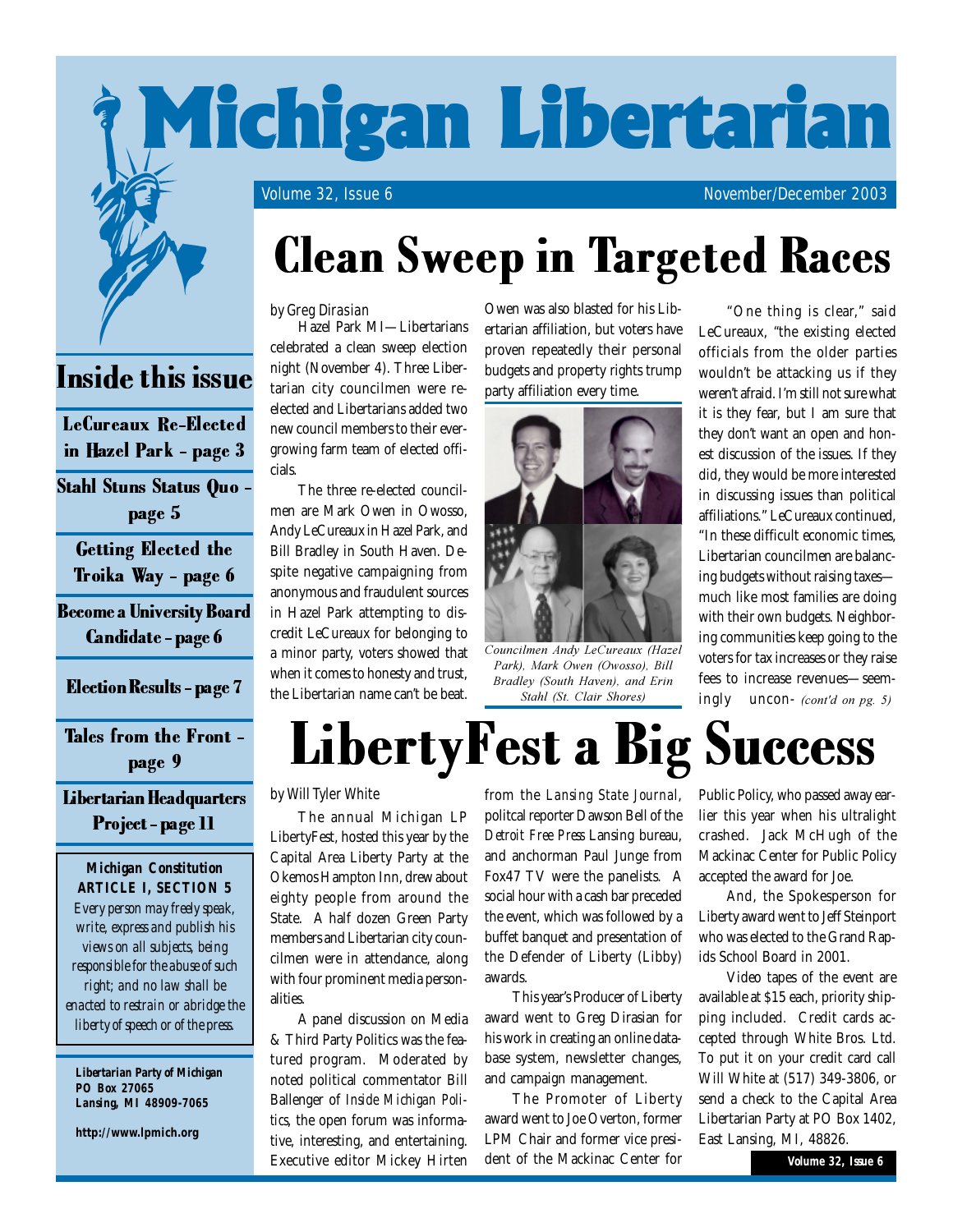# Michigan Libertarian

Volume 32, Issue 6 | November/December 2003

## Inside this issue

- LeCureaux Re-Elected in Hazel Park – page 3
- Stahl Stuns Status Quo – page 5
- Getting Elected the Troika Way – page 6
- Become a University Board Candidate – page 6
- Election Results – page 7
- Tales from the Front – page 9
- Libertarian Headquarters Project – page 11

**Michigan Constitution**
**ARTICLE I, SECTION 5**
*Every person may freely speak, write, express and publish his views on all subjects, being responsible for the abuse of such right; and no law shall be enacted to restrain or abridge the liberty of speech or of the press.*

**Libertarian Party of Michigan**
**PO Box 27065**
**Lansing, MI 48909-7065**

**http://www.lpmich.org**

# Clean Sweep in Targeted Races

*by Greg Dirasian*

Hazel Park MI—Libertarians celebrated a clean sweep election night (November 4). Three Libertarian city councilmen were re-elected and Libertarians added two new council members to their ever-growing farm team of elected officials.

The three re-elected councilmen are Mark Owen in Owosso, Andy LeCureaux in Hazel Park, and Bill Bradley in South Haven. Despite negative campaigning from anonymous and fraudulent sources in Hazel Park attempting to discredit LeCureaux for belonging to a minor party, voters showed that when it comes to honesty and trust, the Libertarian name can't be beat.

Owen was also blasted for his Libertarian affiliation, but voters have proven repeatedly their personal budgets and property rights trump party affiliation every time.

*Councilmen Andy LeCureaux (Hazel Park), Mark Owen (Owosso), Bill Bradley (South Haven), and Erin Stahl (St. Clair Shores)*

"One thing is clear," said LeCureaux, "the existing elected officials from the older parties wouldn't be attacking us if they weren't afraid. I'm still not sure what it is they fear, but I am sure that they don't want an open and honest discussion of the issues. If they did, they would be more interested in discussing issues than political affiliations." LeCureaux continued, "In these difficult economic times, Libertarian councilmen are balancing budgets without raising taxes—much like most families are doing with their own budgets. Neighboring communities keep going to the voters for tax increases or they raise fees to increase revenues—seemingly uncon- *(cont'd on pg. 5)*

# LibertyFest a Big Success

*by Will Tyler White*

The annual Michigan LP LibertyFest, hosted this year by the Capital Area Liberty Party at the Okemos Hampton Inn, drew about eighty people from around the State. A half dozen Green Party members and Libertarian city councilmen were in attendance, along with four prominent media personalities.

A panel discussion on Media & Third Party Politics was the featured program. Moderated by noted political commentator Bill Ballenger of *Inside Michigan Politics*, the open forum was informative, interesting, and entertaining. Executive editor Mickey Hirten from the *Lansing State Journal*, politcal reporter Dawson Bell of the *Detroit Free Press* Lansing bureau, and anchorman Paul Junge from Fox47 TV were the panelists. A social hour with a cash bar preceded the event, which was followed by a buffet banquet and presentation of the Defender of Liberty (Libby) awards.

This year's Producer of Liberty award went to Greg Dirasian for his work in creating an online database system, newsletter changes, and campaign management.

The Promoter of Liberty award went to Joe Overton, former LPM Chair and former vice president of the Mackinac Center for Public Policy, who passed away earlier this year when his ultralight crashed. Jack McHugh of the Mackinac Center for Public Policy accepted the award for Joe.

And, the Spokesperson for Liberty award went to Jeff Steinport who was elected to the Grand Rapids School Board in 2001.

Video tapes of the event are available at $15 each, priority shipping included. Credit cards accepted through White Bros. Ltd. To put it on your credit card call Will White at (517) 349-3806, or send a check to the Capital Area Libertarian Party at PO Box 1402, East Lansing, MI, 48826.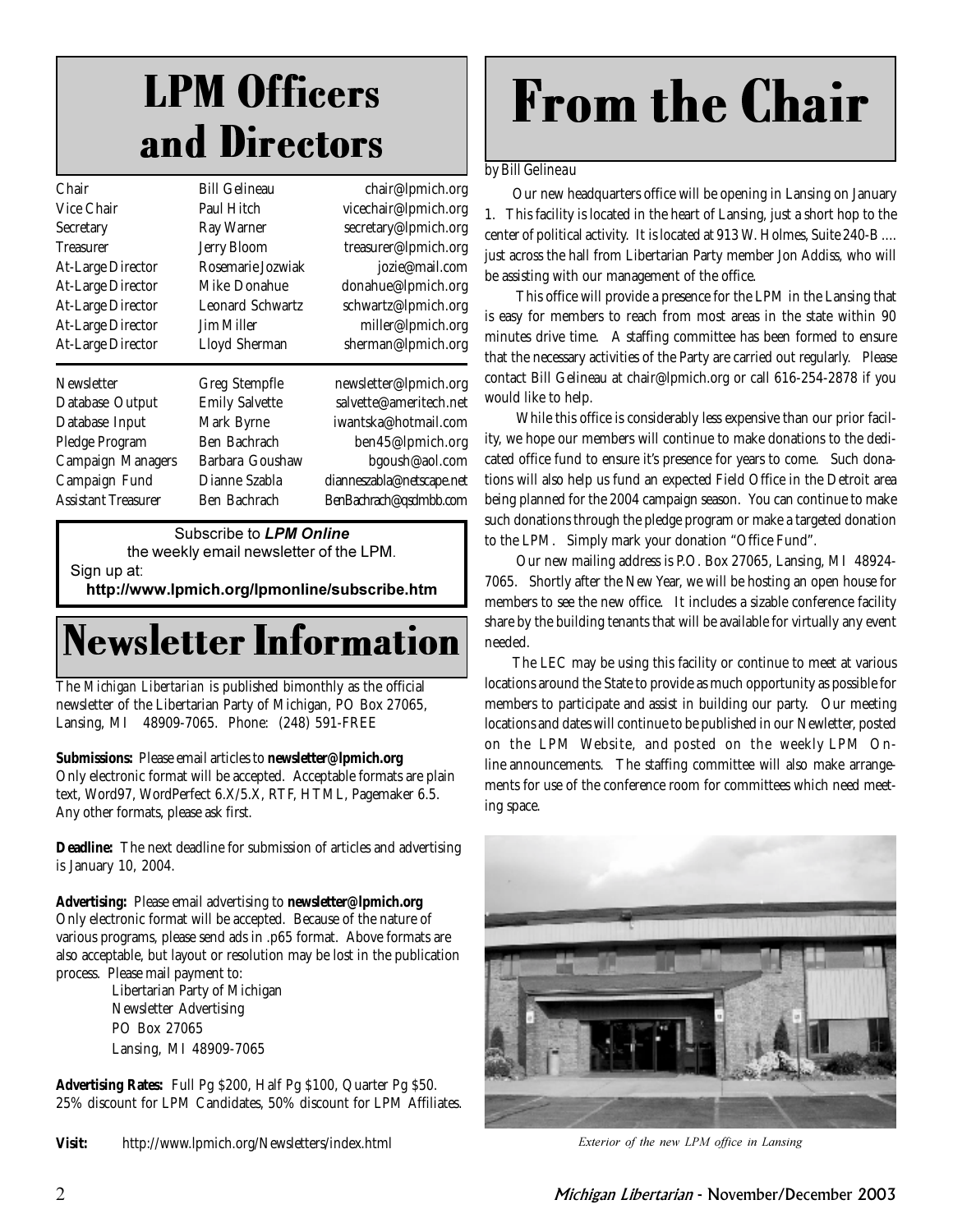# LPM Officers and Directors

| | | |
|---|---|---|
| Chair | Bill Gelineau | chair@lpmich.org |
| Vice Chair | Paul Hitch | vicechair@lpmich.org |
| Secretary | Ray Warner | secretary@lpmich.org |
| Treasurer | Jerry Bloom | treasurer@lpmich.org |
| At-Large Director | Rosemarie Jozwiak | jozie@mail.com |
| At-Large Director | Mike Donahue | donahue@lpmich.org |
| At-Large Director | Leonard Schwartz | schwartz@lpmich.org |
| At-Large Director | Jim Miller | miller@lpmich.org |
| At-Large Director | Lloyd Sherman | sherman@lpmich.org |

| | | |
|---|---|---|
| Newsletter | Greg Stempfle | newsletter@lpmich.org |
| Database Output | Emily Salvette | salvette@ameritech.net |
| Database Input | Mark Byrne | iwantska@hotmail.com |
| Pledge Program | Ben Bachrach | ben45@lpmich.org |
| Campaign Managers | Barbara Goushaw | bgoush@aol.com |
| Campaign Fund | Dianne Szabla | dianneszabla@netscape.net |
| Assistant Treasurer | Ben Bachrach | BenBachrach@qsdmbb.com |

Subscribe to ***LPM Online***
the weekly email newsletter of the LPM.
Sign up at:
**http://www.lpmich.org/lpmonline/subscribe.htm**

# Newsletter Information

The *Michigan Libertarian* is published bimonthly as the official newsletter of the Libertarian Party of Michigan, PO Box 27065, Lansing, MI 48909-7065. Phone: (248) 591-FREE

**Submissions:** Please email articles to **newsletter@lpmich.org**
Only electronic format will be accepted. Acceptable formats are plain text, Word97, WordPerfect 6.X/5.X, RTF, HTML, Pagemaker 6.5. Any other formats, please ask first.

**Deadline:** The next deadline for submission of articles and advertising is January 10, 2004.

**Advertising:** Please email advertising to **newsletter@lpmich.org**
Only electronic format will be accepted. Because of the nature of various programs, please send ads in .p65 format. Above formats are also acceptable, but layout or resolution may be lost in the publication process. Please mail payment to:

Libertarian Party of Michigan
Newsletter Advertising
PO Box 27065
Lansing, MI 48909-7065

**Advertising Rates:** Full Pg $200, Half Pg $100, Quarter Pg $50. 25% discount for LPM Candidates, 50% discount for LPM Affiliates.

**Visit:** http://www.lpmich.org/Newsletters/index.html

# From the Chair

*by Bill Gelineau*

Our new headquarters office will be opening in Lansing on January 1. This facility is located in the heart of Lansing, just a short hop to the center of political activity. It is located at 913 W. Holmes, Suite 240-B.... just across the hall from Libertarian Party member Jon Addiss, who will be assisting with our management of the office.

This office will provide a presence for the LPM in the Lansing that is easy for members to reach from most areas in the state within 90 minutes drive time. A staffing committee has been formed to ensure that the necessary activities of the Party are carried out regularly. Please contact Bill Gelineau at chair@lpmich.org or call 616-254-2878 if you would like to help.

While this office is considerably less expensive than our prior facility, we hope our members will continue to make donations to the dedicated office fund to ensure it's presence for years to come. Such donations will also help us fund an expected Field Office in the Detroit area being planned for the 2004 campaign season. You can continue to make such donations through the pledge program or make a targeted donation to the LPM. Simply mark your donation "Office Fund".

Our new mailing address is P.O. Box 27065, Lansing, MI 48924-7065. Shortly after the New Year, we will be hosting an open house for members to see the new office. It includes a sizable conference facility share by the building tenants that will be available for virtually any event needed.

The LEC may be using this facility or continue to meet at various locations around the State to provide as much opportunity as possible for members to participate and assist in building our party. Our meeting locations and dates will continue to be published in our Newletter, posted on the LPM Website, and posted on the weekly LPM Online announcements. The staffing committee will also make arrangements for use of the conference room for committees which need meeting space.

*Exterior of the new LPM office in Lansing*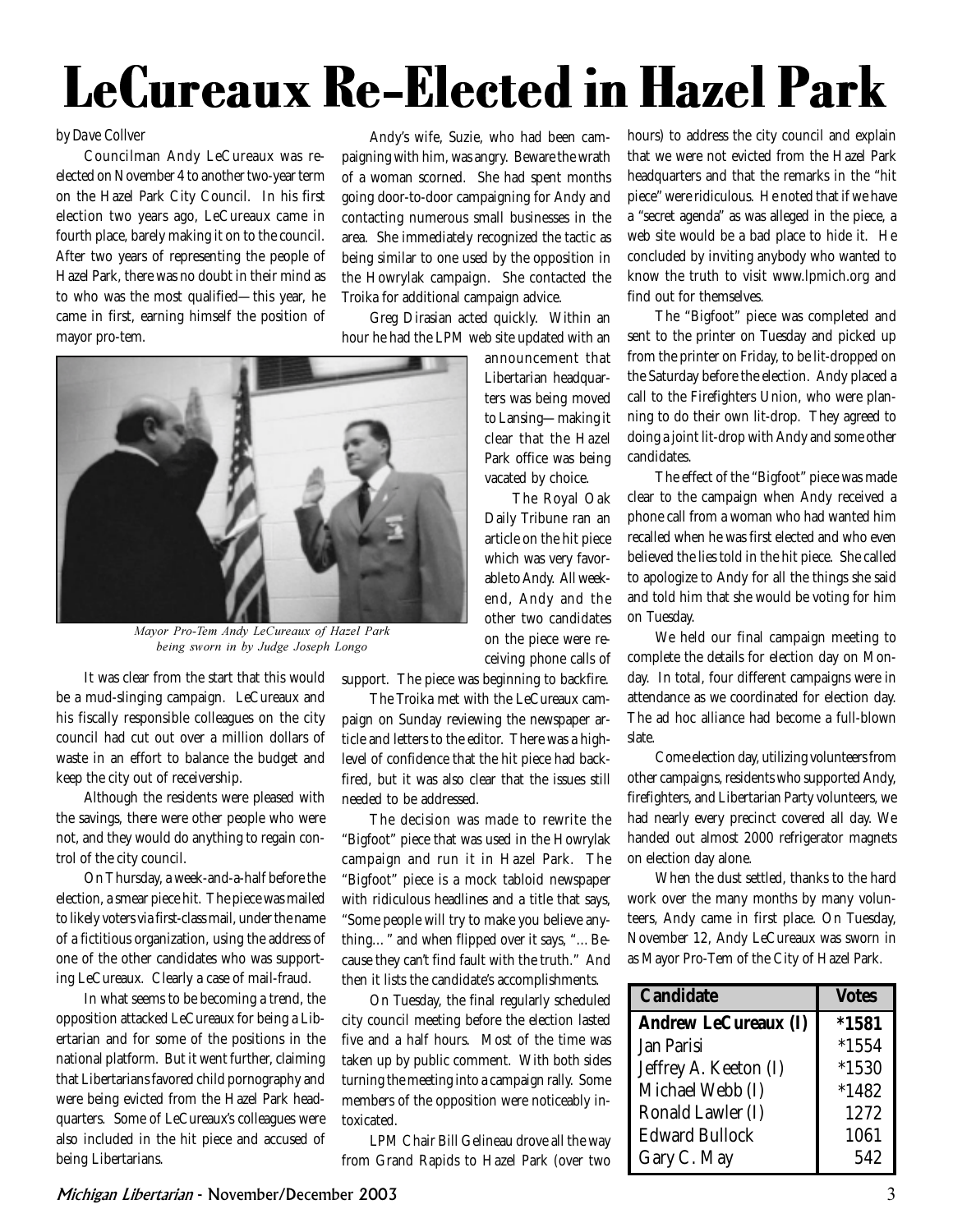# LeCureaux Re-Elected in Hazel Park

*by Dave Collver*

Councilman Andy LeCureaux was re-elected on November 4 to another two-year term on the Hazel Park City Council. In his first election two years ago, LeCureaux came in fourth place, barely making it on to the council. After two years of representing the people of Hazel Park, there was no doubt in their mind as to who was the most qualified—this year, he came in first, earning himself the position of mayor pro-tem.

Mayor Pro-Tem Andy LeCureaux of Hazel Park being sworn in by Judge Joseph Longo

It was clear from the start that this would be a mud-slinging campaign. LeCureaux and his fiscally responsible colleagues on the city council had cut out over a million dollars of waste in an effort to balance the budget and keep the city out of receivership.

Although the residents were pleased with the savings, there were other people who were not, and they would do anything to regain control of the city council.

On Thursday, a week-and-a-half before the election, a smear piece hit. The piece was mailed to likely voters via first-class mail, under the name of a fictitious organization, using the address of one of the other candidates who was supporting LeCureaux. Clearly a case of mail-fraud.

In what seems to be becoming a trend, the opposition attacked LeCureaux for being a Libertarian and for some of the positions in the national platform. But it went further, claiming that Libertarians favored child pornography and were being evicted from the Hazel Park headquarters. Some of LeCureaux's colleagues were also included in the hit piece and accused of being Libertarians.

Andy's wife, Suzie, who had been campaigning with him, was angry. Beware the wrath of a woman scorned. She had spent months going door-to-door campaigning for Andy and contacting numerous small businesses in the area. She immediately recognized the tactic as being similar to one used by the opposition in the Howrylak campaign. She contacted the Troika for additional campaign advice.

Greg Dirasian acted quickly. Within an hour he had the LPM web site updated with an announcement that Libertarian headquarters was being moved to Lansing—making it clear that the Hazel Park office was being vacated by choice.

The Royal Oak Daily Tribune ran an article on the hit piece which was very favorable to Andy. All weekend, Andy and the other two candidates on the piece were receiving phone calls of support. The piece was beginning to backfire.

The Troika met with the LeCureaux campaign on Sunday reviewing the newspaper article and letters to the editor. There was a high-level of confidence that the hit piece had backfired, but it was also clear that the issues still needed to be addressed.

The decision was made to rewrite the "Bigfoot" piece that was used in the Howrylak campaign and run it in Hazel Park. The "Bigfoot" piece is a mock tabloid newspaper with ridiculous headlines and a title that says, "Some people will try to make you believe anything…" and when flipped over it says, "…Because they can't find fault with the truth." And then it lists the candidate's accomplishments.

On Tuesday, the final regularly scheduled city council meeting before the election lasted five and a half hours. Most of the time was taken up by public comment. With both sides turning the meeting into a campaign rally. Some members of the opposition were noticeably intoxicated.

LPM Chair Bill Gelineau drove all the way from Grand Rapids to Hazel Park (over two hours) to address the city council and explain that we were not evicted from the Hazel Park headquarters and that the remarks in the "hit piece" were ridiculous. He noted that if we have a "secret agenda" as was alleged in the piece, a web site would be a bad place to hide it. He concluded by inviting anybody who wanted to know the truth to visit www.lpmich.org and find out for themselves.

The "Bigfoot" piece was completed and sent to the printer on Tuesday and picked up from the printer on Friday, to be lit-dropped on the Saturday before the election. Andy placed a call to the Firefighters Union, who were planning to do their own lit-drop. They agreed to doing a joint lit-drop with Andy and some other candidates.

The effect of the "Bigfoot" piece was made clear to the campaign when Andy received a phone call from a woman who had wanted him recalled when he was first elected and who even believed the lies told in the hit piece. She called to apologize to Andy for all the things she said and told him that she would be voting for him on Tuesday.

We held our final campaign meeting to complete the details for election day on Monday. In total, four different campaigns were in attendance as we coordinated for election day. The ad hoc alliance had become a full-blown slate.

Come election day, utilizing volunteers from other campaigns, residents who supported Andy, firefighters, and Libertarian Party volunteers, we had nearly every precinct covered all day. We handed out almost 2000 refrigerator magnets on election day alone.

When the dust settled, thanks to the hard work over the many months by many volunteers, Andy came in first place. On Tuesday, November 12, Andy LeCureaux was sworn in as Mayor Pro-Tem of the City of Hazel Park.

| Candidate | Votes |
|---|---|
| **Andrew LeCureaux (I)** | ***1581** |
| Jan Parisi | *1554 |
| Jeffrey A. Keeton (I) | *1530 |
| Michael Webb (I) | *1482 |
| Ronald Lawler (I) | 1272 |
| Edward Bullock | 1061 |
| Gary C. May | 542 |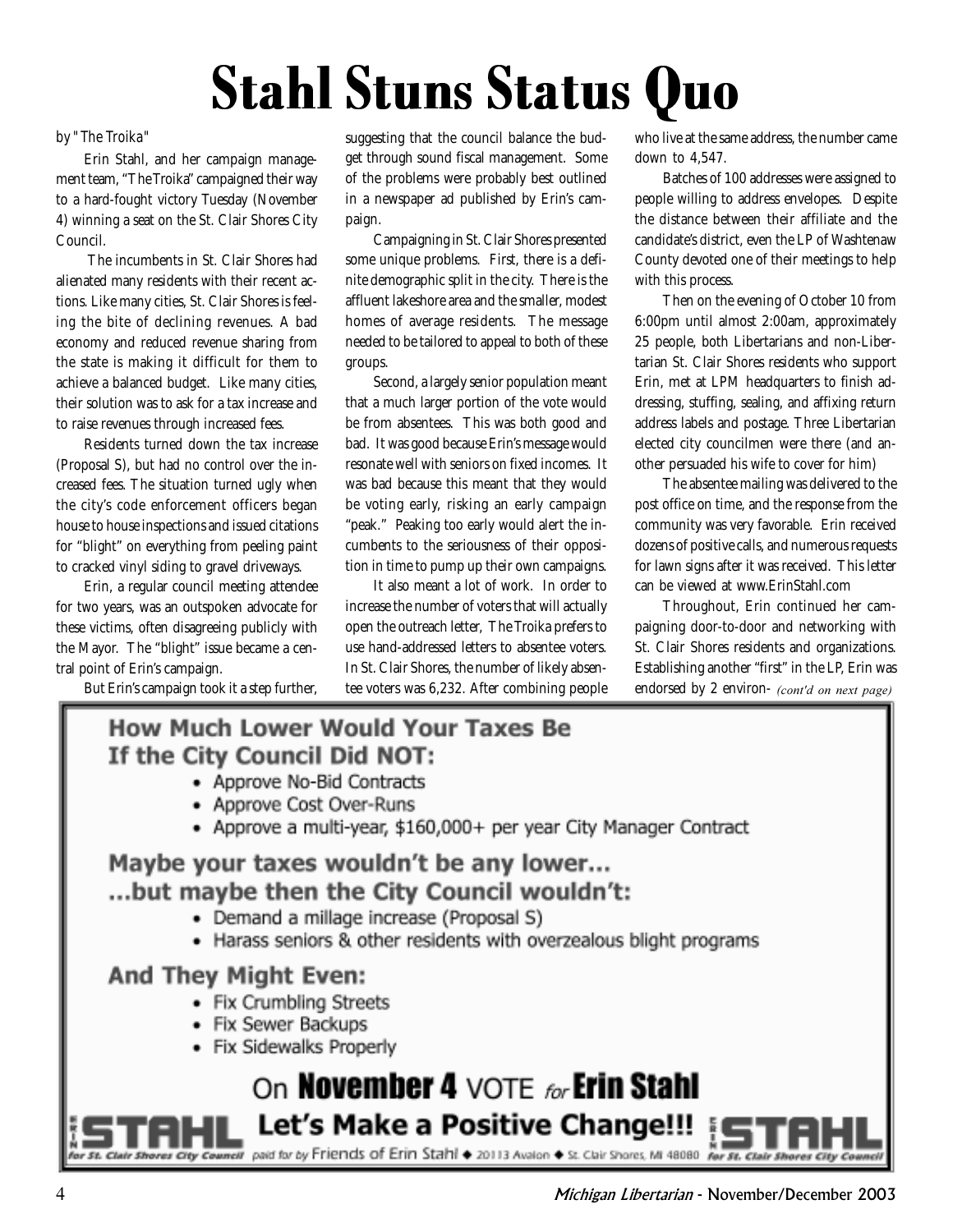# Stahl Stuns Status Quo

by "The Troika"

Erin Stahl, and her campaign management team, "The Troika" campaigned their way to a hard-fought victory Tuesday (November 4) winning a seat on the St. Clair Shores City Council.

The incumbents in St. Clair Shores had alienated many residents with their recent actions. Like many cities, St. Clair Shores is feeling the bite of declining revenues. A bad economy and reduced revenue sharing from the state is making it difficult for them to achieve a balanced budget. Like many cities, their solution was to ask for a tax increase and to raise revenues through increased fees.

Residents turned down the tax increase (Proposal S), but had no control over the increased fees. The situation turned ugly when the city's code enforcement officers began house to house inspections and issued citations for "blight" on everything from peeling paint to cracked vinyl siding to gravel driveways.

Erin, a regular council meeting attendee for two years, was an outspoken advocate for these victims, often disagreeing publicly with the Mayor. The "blight" issue became a central point of Erin's campaign.

But Erin's campaign took it a step further, suggesting that the council balance the budget through sound fiscal management. Some of the problems were probably best outlined in a newspaper ad published by Erin's campaign.

Campaigning in St. Clair Shores presented some unique problems. First, there is a definite demographic split in the city. There is the affluent lakeshore area and the smaller, modest homes of average residents. The message needed to be tailored to appeal to both of these groups.

Second, a largely senior population meant that a much larger portion of the vote would be from absentees. This was both good and bad. It was good because Erin's message would resonate well with seniors on fixed incomes. It was bad because this meant that they would be voting early, risking an early campaign "peak." Peaking too early would alert the incumbents to the seriousness of their opposition in time to pump up their own campaigns.

It also meant a lot of work. In order to increase the number of voters that will actually open the outreach letter, The Troika prefers to use hand-addressed letters to absentee voters. In St. Clair Shores, the number of likely absentee voters was 6,232. After combining people who live at the same address, the number came down to 4,547.

Batches of 100 addresses were assigned to people willing to address envelopes. Despite the distance between their affiliate and the candidate's district, even the LP of Washtenaw County devoted one of their meetings to help with this process.

Then on the evening of October 10 from 6:00pm until almost 2:00am, approximately 25 people, both Libertarians and non-Libertarian St. Clair Shores residents who support Erin, met at LPM headquarters to finish addressing, stuffing, sealing, and affixing return address labels and postage. Three Libertarian elected city councilmen were there (and another persuaded his wife to cover for him)

The absentee mailing was delivered to the post office on time, and the response from the community was very favorable. Erin received dozens of positive calls, and numerous requests for lawn signs after it was received. This letter can be viewed at www.ErinStahl.com

Throughout, Erin continued her campaigning door-to-door and networking with St. Clair Shores residents and organizations. Establishing another "first" in the LP, Erin was endorsed by 2 environ- *(cont'd on next page)*

---

**How Much Lower Would Your Taxes Be If the City Council Did NOT:**

- Approve No-Bid Contracts
- Approve Cost Over-Runs
- Approve a multi-year, $160,000+ per year City Manager Contract

**Maybe your taxes wouldn't be any lower...**
**...but maybe then the City Council wouldn't:**

- Demand a millage increase (Proposal S)
- Harass seniors & other residents with overzealous blight programs

**And They Might Even:**

- Fix Crumbling Streets
- Fix Sewer Backups
- Fix Sidewalks Properly

On **November 4** VOTE *for* **Erin Stahl**

**ERIN STAHL** *for St. Clair Shores City Council* — **Let's Make a Positive Change!!!** — **ERIN STAHL** *for St. Clair Shores City Council*

paid for by Friends of Erin Stahl ◆ 20113 Avalon ◆ St. Clair Shores, MI 48080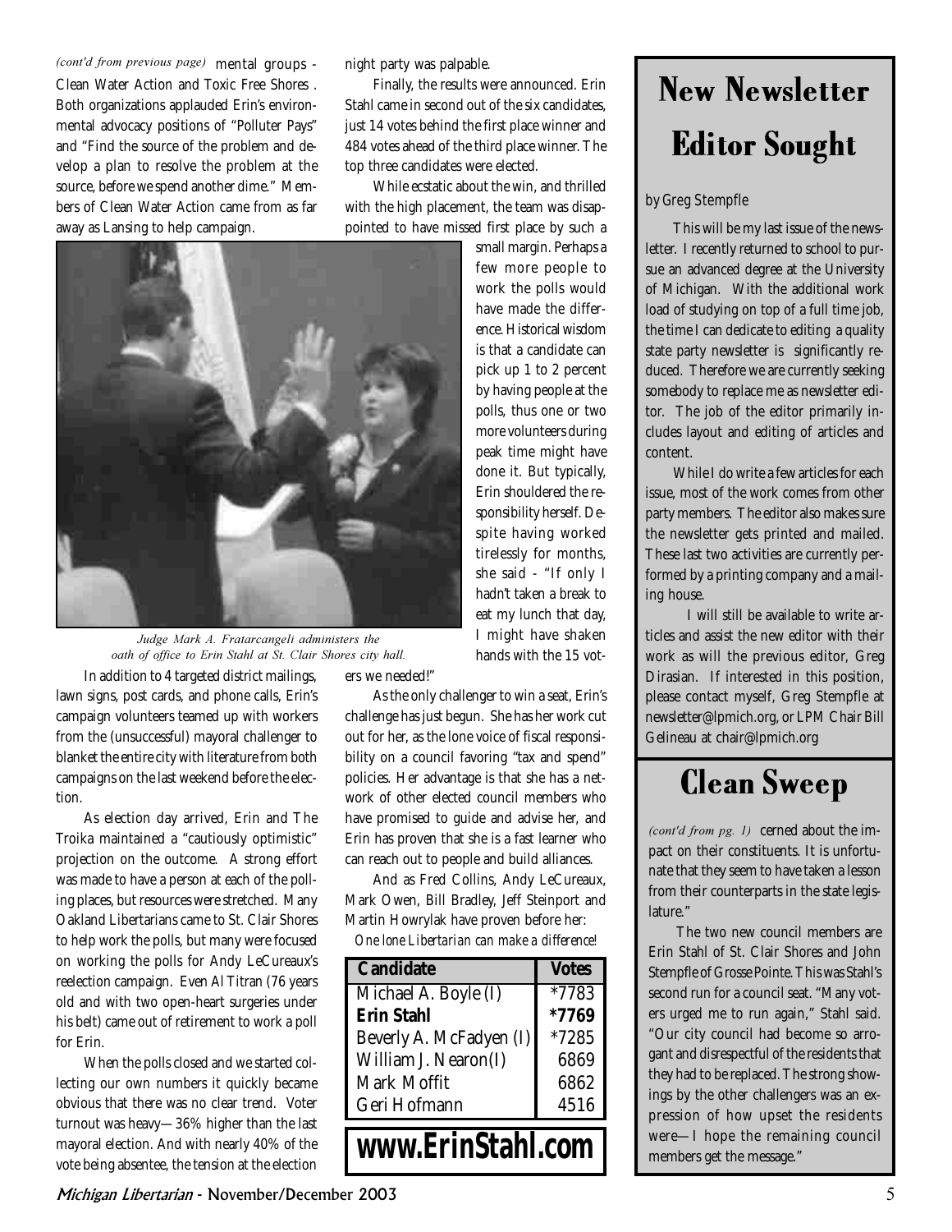*(cont'd from previous page)* mental groups - Clean Water Action and Toxic Free Shores . Both organizations applauded Erin's environmental advocacy positions of "Polluter Pays" and "Find the source of the problem and develop a plan to resolve the problem at the source, before we spend another dime." Members of Clean Water Action came from as far away as Lansing to help campaign.

*Judge Mark A. Fratarcangeli administers the oath of office to Erin Stahl at St. Clair Shores city hall.*

In addition to 4 targeted district mailings, lawn signs, post cards, and phone calls, Erin's campaign volunteers teamed up with workers from the (unsuccessful) mayoral challenger to blanket the entire city with literature from both campaigns on the last weekend before the election.

As election day arrived, Erin and The Troika maintained a "cautiously optimistic" projection on the outcome. A strong effort was made to have a person at each of the polling places, but resources were stretched. Many Oakland Libertarians came to St. Clair Shores to help work the polls, but many were focused on working the polls for Andy LeCureaux's reelection campaign. Even Al Titran (76 years old and with two open-heart surgeries under his belt) came out of retirement to work a poll for Erin.

When the polls closed and we started collecting our own numbers it quickly became obvious that there was no clear trend. Voter turnout was heavy—36% higher than the last mayoral election. And with nearly 40% of the vote being absentee, the tension at the election night party was palpable.

Finally, the results were announced. Erin Stahl came in second out of the six candidates, just 14 votes behind the first place winner and 484 votes ahead of the third place winner. The top three candidates were elected.

While ecstatic about the win, and thrilled with the high placement, the team was disappointed to have missed first place by such a small margin. Perhaps a few more people to work the polls would have made the difference. Historical wisdom is that a candidate can pick up 1 to 2 percent by having people at the polls, thus one or two more volunteers during peak time might have done it. But typically, Erin shouldered the responsibility herself. Despite having worked tirelessly for months, she said - "If only I hadn't taken a break to eat my lunch that day, I might have shaken hands with the 15 voters we needed!"

As the only challenger to win a seat, Erin's challenge has just begun. She has her work cut out for her, as the lone voice of fiscal responsibility on a council favoring "tax and spend" policies. Her advantage is that she has a network of other elected council members who have promised to guide and advise her, and Erin has proven that she is a fast learner who can reach out to people and build alliances.

And as Fred Collins, Andy LeCureaux, Mark Owen, Bill Bradley, Jeff Steinport and Martin Howrylak have proven before her:

*One lone Libertarian can make a difference!*

| Candidate | Votes |
|---|---|
| Michael A. Boyle (I) | *7783 |
| **Erin Stahl** | **\*7769** |
| Beverly A. McFadyen (I) | *7285 |
| William J. Nearon(I) | 6869 |
| Mark Moffit | 6862 |
| Geri Hofmann | 4516 |

**www.ErinStahl.com**

# New Newsletter Editor Sought

*by Greg Stempfle*

This will be my last issue of the newsletter. I recently returned to school to pursue an advanced degree at the University of Michigan. With the additional work load of studying on top of a full time job, the time I can dedicate to editing a quality state party newsletter is significantly reduced. Therefore we are currently seeking somebody to replace me as newsletter editor. The job of the editor primarily includes layout and editing of articles and content.

While I do write a few articles for each issue, most of the work comes from other party members. The editor also makes sure the newsletter gets printed and mailed. These last two activities are currently performed by a printing company and a mailing house.

I will still be available to write articles and assist the new editor with their work as will the previous editor, Greg Dirasian. If interested in this position, please contact myself, Greg Stempfle at newsletter@lpmich.org, or LPM Chair Bill Gelineau at chair@lpmich.org

# Clean Sweep

*(cont'd from pg. 1)* cerned about the impact on their constituents. It is unfortunate that they seem to have taken a lesson from their counterparts in the state legislature."

The two new council members are Erin Stahl of St. Clair Shores and John Stempfle of Grosse Pointe. This was Stahl's second run for a council seat. "Many voters urged me to run again," Stahl said. "Our city council had become so arrogant and disrespectful of the residents that they had to be replaced. The strong showings by the other challengers was an expression of how upset the residents were—I hope the remaining council members get the message."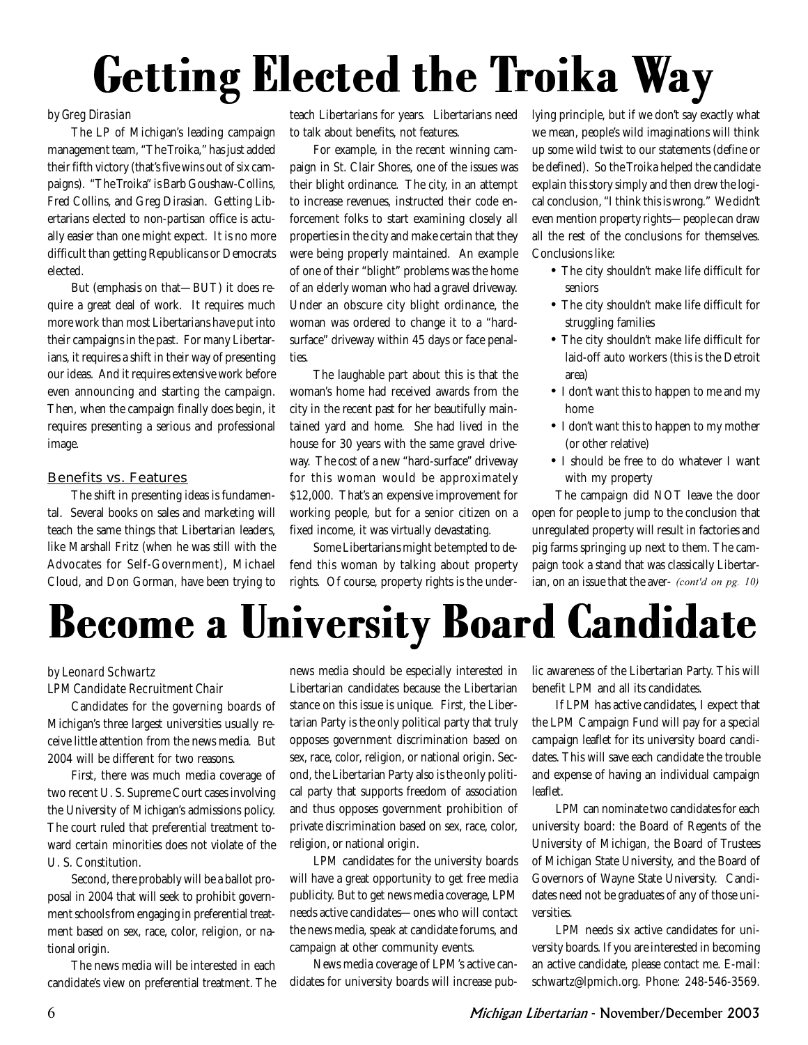# Getting Elected the Troika Way

*by Greg Dirasian*

The LP of Michigan's leading campaign management team, "The Troika," has just added their fifth victory (that's five wins out of six campaigns). "The Troika" is Barb Goushaw-Collins, Fred Collins, and Greg Dirasian. Getting Libertarians elected to non-partisan office is actually easier than one might expect. It is no more difficult than getting Republicans or Democrats elected.

But (emphasis on that—BUT) it does require a great deal of work. It requires much more work than most Libertarians have put into their campaigns in the past. For many Libertarians, it requires a shift in their way of presenting our ideas. And it requires extensive work before even announcing and starting the campaign. Then, when the campaign finally does begin, it requires presenting a serious and professional image.

## Benefits vs. Features

The shift in presenting ideas is fundamental. Several books on sales and marketing will teach the same things that Libertarian leaders, like Marshall Fritz (when he was still with the Advocates for Self-Government), Michael Cloud, and Don Gorman, have been trying to teach Libertarians for years. Libertarians need to talk about benefits, not features.

For example, in the recent winning campaign in St. Clair Shores, one of the issues was their blight ordinance. The city, in an attempt to increase revenues, instructed their code enforcement folks to start examining closely all properties in the city and make certain that they were being properly maintained. An example of one of their "blight" problems was the home of an elderly woman who had a gravel driveway. Under an obscure city blight ordinance, the woman was ordered to change it to a "hard-surface" driveway within 45 days or face penalties.

The laughable part about this is that the woman's home had received awards from the city in the recent past for her beautifully maintained yard and home. She had lived in the house for 30 years with the same gravel driveway. The cost of a new "hard-surface" driveway for this woman would be approximately $12,000. That's an expensive improvement for working people, but for a senior citizen on a fixed income, it was virtually devastating.

Some Libertarians might be tempted to defend this woman by talking about property rights. Of course, property rights is the underlying principle, but if we don't say exactly what we mean, people's wild imaginations will think up some wild twist to our statements (define or be defined). So the Troika helped the candidate explain this story simply and then drew the logical conclusion, "I think this is wrong." We didn't even mention property rights—people can draw all the rest of the conclusions for themselves. Conclusions like:

- The city shouldn't make life difficult for seniors
- The city shouldn't make life difficult for struggling families
- The city shouldn't make life difficult for laid-off auto workers (this is the Detroit area)
- I don't want this to happen to me and my home
- I don't want this to happen to my mother (or other relative)
- I should be free to do whatever I want with my property

The campaign did NOT leave the door open for people to jump to the conclusion that unregulated property will result in factories and pig farms springing up next to them. The campaign took a stand that was classically Libertarian, on an issue that the aver- *(cont'd on pg. 10)*

# Become a University Board Candidate

*by Leonard Schwartz*
*LPM Candidate Recruitment Chair*

Candidates for the governing boards of Michigan's three largest universities usually receive little attention from the news media. But 2004 will be different for two reasons.

First, there was much media coverage of two recent U. S. Supreme Court cases involving the University of Michigan's admissions policy. The court ruled that preferential treatment toward certain minorities does not violate of the U. S. Constitution.

Second, there probably will be a ballot proposal in 2004 that will seek to prohibit government schools from engaging in preferential treatment based on sex, race, color, religion, or national origin.

The news media will be interested in each candidate's view on preferential treatment. The news media should be especially interested in Libertarian candidates because the Libertarian stance on this issue is unique. First, the Libertarian Party is the only political party that truly opposes government discrimination based on sex, race, color, religion, or national origin. Second, the Libertarian Party also is the only political party that supports freedom of association and thus opposes government prohibition of private discrimination based on sex, race, color, religion, or national origin.

LPM candidates for the university boards will have a great opportunity to get free media publicity. But to get news media coverage, LPM needs active candidates—ones who will contact the news media, speak at candidate forums, and campaign at other community events.

News media coverage of LPM's active candidates for university boards will increase public awareness of the Libertarian Party. This will benefit LPM and all its candidates.

If LPM has active candidates, I expect that the LPM Campaign Fund will pay for a special campaign leaflet for its university board candidates. This will save each candidate the trouble and expense of having an individual campaign leaflet.

LPM can nominate two candidates for each university board: the Board of Regents of the University of Michigan, the Board of Trustees of Michigan State University, and the Board of Governors of Wayne State University. Candidates need not be graduates of any of those universities.

LPM needs six active candidates for university boards. If you are interested in becoming an active candidate, please contact me. E-mail: schwartz@lpmich.org. Phone: 248-546-3569.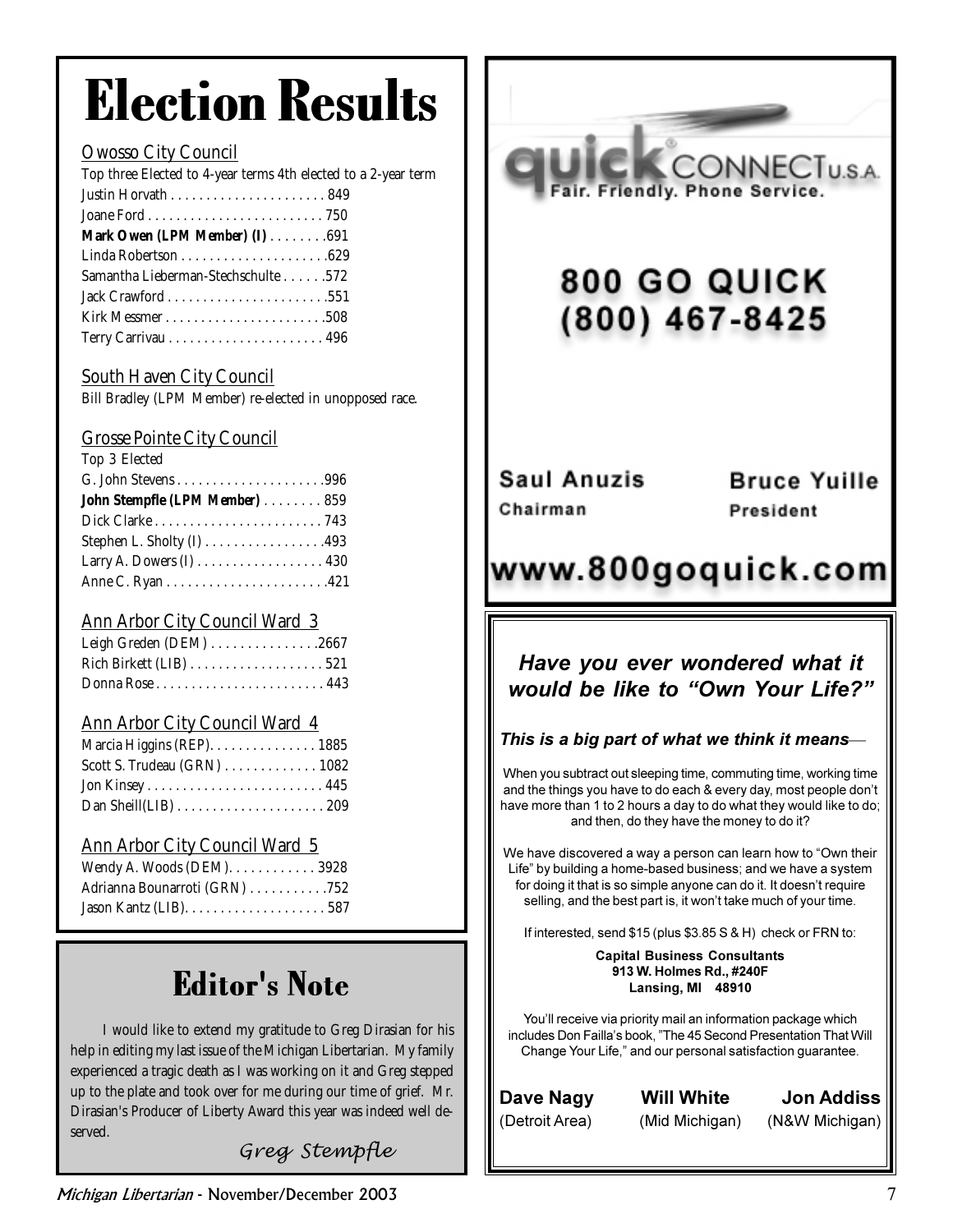# Election Results

## Owosso City Council

Top three Elected to 4-year terms 4th elected to a 2-year term

| | |
|---|---|
| Justin Horvath | 849 |
| Joane Ford | 750 |
| **Mark Owen (LPM Member) (I)** | 691 |
| Linda Robertson | 629 |
| Samantha Lieberman-Stechschulte | 572 |
| Jack Crawford | 551 |
| Kirk Messmer | 508 |
| Terry Carrivau | 496 |

## South Haven City Council

Bill Bradley (LPM Member) re-elected in unopposed race.

## Grosse Pointe City Council

Top 3 Elected

| | |
|---|---|
| G. John Stevens | 996 |
| **John Stempfle (LPM Member)** | 859 |
| Dick Clarke | 743 |
| Stephen L. Sholty (I) | 493 |
| Larry A. Dowers (I) | 430 |
| Anne C. Ryan | 421 |

## Ann Arbor City Council Ward 3

| | |
|---|---|
| Leigh Greden (DEM) | 2667 |
| Rich Birkett (LIB) | 521 |
| Donna Rose | 443 |

## Ann Arbor City Council Ward 4

| | |
|---|---|
| Marcia Higgins (REP) | 1885 |
| Scott S. Trudeau (GRN) | 1082 |
| Jon Kinsey | 445 |
| Dan Sheill(LIB) | 209 |

## Ann Arbor City Council Ward 5

| | |
|---|---|
| Wendy A. Woods (DEM) | 3928 |
| Adrianna Bounarroti (GRN) | 752 |
| Jason Kantz (LIB) | 587 |

# Editor's Note

I would like to extend my gratitude to Greg Dirasian for his help in editing my last issue of the Michigan Libertarian. My family experienced a tragic death as I was working on it and Greg stepped up to the plate and took over for me during our time of grief. Mr. Dirasian's Producer of Liberty Award this year was indeed well deserved.

*Greg Stempfle*

---

**quick CONNECT U.S.A.**
Fair. Friendly. Phone Service.

**800 GO QUICK**
**(800) 467-8425**

**Saul Anuzis** — Chairman
**Bruce Yuille** — President

**www.800goquick.com**

---

### *Have you ever wondered what it would be like to "Own Your Life?"*

***This is a big part of what we think it means—***

When you subtract out sleeping time, commuting time, working time and the things you have to do each & every day, most people don't have more than 1 to 2 hours a day to do what they would like to do; and then, do they have the money to do it?

We have discovered a way a person can learn how to "Own their Life" by building a home-based business; and we have a system for doing it that is so simple anyone can do it. It doesn't require selling, and the best part is, it won't take much of your time.

If interested, send $15 (plus $3.85 S & H) check or FRN to:

**Capital Business Consultants**
**913 W. Holmes Rd., #240F**
**Lansing, MI 48910**

You'll receive via priority mail an information package which includes Don Failla's book, "The 45 Second Presentation That Will Change Your Life," and our personal satisfaction guarantee.

**Dave Nagy** (Detroit Area) — **Will White** (Mid Michigan) — **Jon Addiss** (N&W Michigan)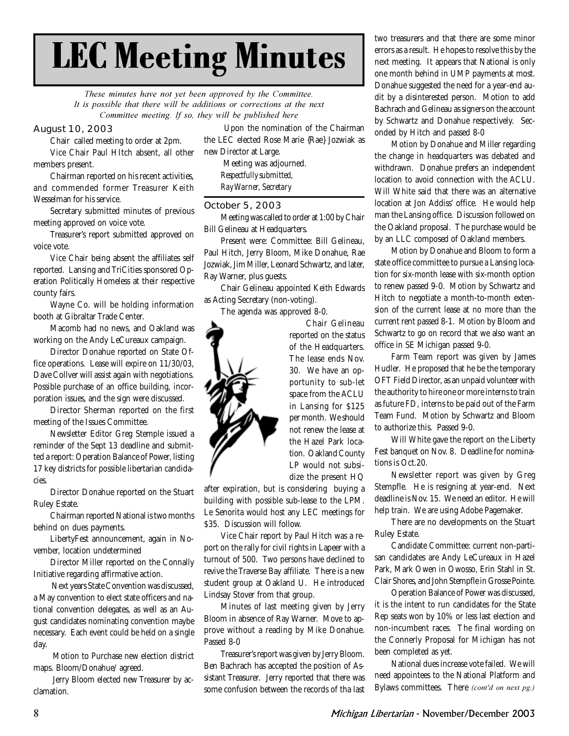# LEC Meeting Minutes

*These minutes have not yet been approved by the Committee. It is possible that there will be additions or corrections at the next Committee meeting. If so, they will be published here*

## August 10, 2003

Chair called meeting to order at 2pm.

Vice Chair Paul HItch absent, all other members present.

Chairman reported on his recent activities, and commended former Treasurer Keith Wesselman for his service.

Secretary submitted minutes of previous meeting approved on voice vote.

Treasurer's report submitted approved on voice vote.

Vice Chair being absent the affiliates self reported. Lansing and TriCities sponsored Operation Politically Homeless at their respective county fairs.

Wayne Co. will be holding information booth at Gibraltar Trade Center.

Macomb had no news, and Oakland was working on the Andy LeCureaux campaign.

Director Donahue reported on State Office operations. Lease will expire on 11/30/03, Dave Collver will assist again with negotiations. Possible purchase of an office building, incorporation issues, and the sign were discussed.

Director Sherman reported on the first meeting of the Issues Committee.

Newsletter Editor Greg Stemple issued a reminder of the Sept 13 deadline and submitted a report: Operation Balance of Power, listing 17 key districts for possible libertarian candidacies.

Director Donahue reported on the Stuart Ruley Estate.

Chairman reported National is two months behind on dues payments.

LibertyFest announcement, again in November, location undetermined

Director Miller reported on the Connally Initiative regarding affirmative action.

Next years State Convention was discussed, a May convention to elect state officers and national convention delegates, as well as an August candidates nominating convention maybe necessary. Each event could be held on a single day.

Motion to Purchase new election district maps. Bloom/Donahue/ agreed.

Jerry Bloom elected new Treasurer by acclamation.

Upon the nomination of the Chairman the LEC elected Rose Marie {Rae} Jozwiak as new Director at Large.

Meeting was adjourned.

*Respectfully submitted,*
*Ray Warner, Secretary*

## October 5, 2003

Meeting was called to order at 1:00 by Chair Bill Gelineau at Headquarters.

Present were: Committee: Bill Gelineau, Paul Hitch, Jerry Bloom, Mike Donahue, Rae Jozwiak, Jim Miller, Leonard Schwartz, and later, Ray Warner, plus guests.

Chair Gelineau appointed Keith Edwards as Acting Secretary (non-voting).

The agenda was approved 8-0.

Chair Gelineau reported on the status of the Headquarters. The lease ends Nov. 30. We have an opportunity to sub-let space from the ACLU in Lansing for $125 per month. We should not renew the lease at the Hazel Park location. Oakland County LP would not subsidize the present HQ after expiration, but is considering buying a building with possible sub-lease to the LPM. Le Senorita would host any LEC meetings for $35. Discussion will follow.

Vice Chair report by Paul Hitch was a report on the rally for civil rights in Lapeer with a turnout of 500. Two persons have declined to revive the Traverse Bay affiliate. There is a new student group at Oakland U. He introduced Lindsay Stover from that group.

Minutes of last meeting given by Jerry Bloom in absence of Ray Warner. Move to approve without a reading by Mike Donahue. Passed 8-0

Treasurer's report was given by Jerry Bloom. Ben Bachrach has accepted the position of Assistant Treasurer. Jerry reported that there was some confusion between the records of tha last two treasurers and that there are some minor errors as a result. He hopes to resolve this by the next meeting. It appears that National is only one month behind in UMP payments at most. Donahue suggested the need for a year-end audit by a disinterested person. Motion to add Bachrach and Gelineau as signers on the account by Schwartz and Donahue respectively. Seconded by Hitch and passed 8-0

Motion by Donahue and Miller regarding the change in headquarters was debated and withdrawn. Donahue prefers an independent location to avoid connection with the ACLU. Will White said that there was an alternative location at Jon Addiss' office. He would help man the Lansing office. Discussion followed on the Oakland proposal. The purchase would be by an LLC composed of Oakland members.

Motion by Donahue and Bloom to form a state office committee to pursue a Lansing location for six-month lease with six-month option to renew passed 9-0. Motion by Schwartz and Hitch to negotiate a month-to-month extension of the current lease at no more than the current rent passed 8-1. Motion by Bloom and Schwartz to go on record that we also want an office in SE Michigan passed 9-0.

Farm Team report was given by James Hudler. He proposed that he be the temporary OFT Field Director, as an unpaid volunteer with the authority to hire one or more interns to train as future FD, interns to be paid out of the Farm Team Fund. Motion by Schwartz and Bloom to authorize this. Passed 9-0.

Will White gave the report on the Liberty Fest banquet on Nov. 8. Deadline for nominations is Oct.20.

Newsletter report was given by Greg Stempfle. He is resigning at year-end. Next deadline is Nov. 15. We need an editor. He will help train. We are using Adobe Pagemaker.

There are no developments on the Stuart Ruley Estate.

Candidate Committee: current non-partisan candidates are Andy LeCureaux in Hazel Park, Mark Owen in Owosso, Erin Stahl in St. Clair Shores, and John Stempfle in Grosse Pointe.

Operation Balance of Power was discussed, it is the intent to run candidates for the State Rep seats won by 10% or less last election and non-incumbent races. The final wording on the Connerly Proposal for Michigan has not been completed as yet.

National dues increase vote failed. We will need appointees to the National Platform and Bylaws committees. There *(cont'd on next pg.)*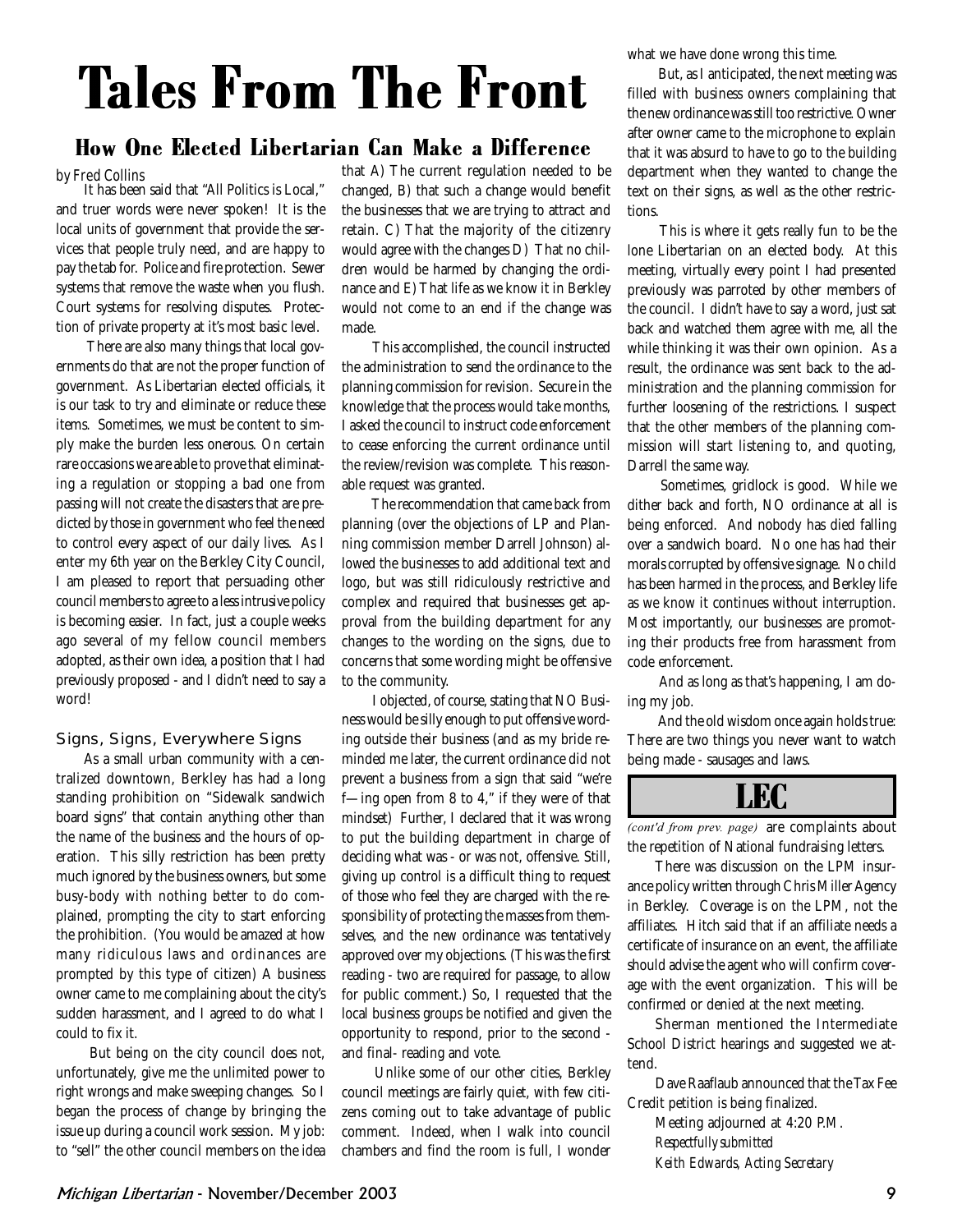# Tales From The Front

## How One Elected Libertarian Can Make a Difference

*by Fred Collins*

It has been said that "All Politics is Local," and truer words were never spoken! It is the local units of government that provide the services that people truly need, and are happy to pay the tab for. Police and fire protection. Sewer systems that remove the waste when you flush. Court systems for resolving disputes. Protection of private property at it's most basic level.

There are also many things that local governments do that are not the proper function of government. As Libertarian elected officials, it is our task to try and eliminate or reduce these items. Sometimes, we must be content to simply make the burden less onerous. On certain rare occasions we are able to prove that eliminating a regulation or stopping a bad one from passing will not create the disasters that are predicted by those in government who feel the need to control every aspect of our daily lives. As I enter my 6th year on the Berkley City Council, I am pleased to report that persuading other council members to agree to a less intrusive policy is becoming easier. In fact, just a couple weeks ago several of my fellow council members adopted, as their own idea, a position that I had previously proposed - and I didn't need to say a word!

### Signs, Signs, Everywhere Signs

As a small urban community with a centralized downtown, Berkley has had a long standing prohibition on "Sidewalk sandwich board signs" that contain anything other than the name of the business and the hours of operation. This silly restriction has been pretty much ignored by the business owners, but some busy-body with nothing better to do complained, prompting the city to start enforcing the prohibition. (You would be amazed at how many ridiculous laws and ordinances are prompted by this type of citizen) A business owner came to me complaining about the city's sudden harassment, and I agreed to do what I could to fix it.

But being on the city council does not, unfortunately, give me the unlimited power to right wrongs and make sweeping changes. So I began the process of change by bringing the issue up during a council work session. My job: to "sell" the other council members on the idea that A) The current regulation needed to be changed, B) that such a change would benefit the businesses that we are trying to attract and retain. C) That the majority of the citizenry would agree with the changes D) That no children would be harmed by changing the ordinance and E) That life as we know it in Berkley would not come to an end if the change was made.

This accomplished, the council instructed the administration to send the ordinance to the planning commission for revision. Secure in the knowledge that the process would take months, I asked the council to instruct code enforcement to cease enforcing the current ordinance until the review/revision was complete. This reasonable request was granted.

The recommendation that came back from planning (over the objections of LP and Planning commission member Darrell Johnson) allowed the businesses to add additional text and logo, but was still ridiculously restrictive and complex and required that businesses get approval from the building department for any changes to the wording on the signs, due to concerns that some wording might be offensive to the community.

I objected, of course, stating that NO Business would be silly enough to put offensive wording outside their business (and as my bride reminded me later, the current ordinance did not prevent a business from a sign that said "we're f—ing open from 8 to 4," if they were of that mindset) Further, I declared that it was wrong to put the building department in charge of deciding what was - or was not, offensive. Still, giving up control is a difficult thing to request of those who feel they are charged with the responsibility of protecting the masses from themselves, and the new ordinance was tentatively approved over my objections. (This was the first reading - two are required for passage, to allow for public comment.) So, I requested that the local business groups be notified and given the opportunity to respond, prior to the second - and final- reading and vote.

Unlike some of our other cities, Berkley council meetings are fairly quiet, with few citizens coming out to take advantage of public comment. Indeed, when I walk into council chambers and find the room is full, I wonder what we have done wrong this time.

But, as I anticipated, the next meeting was filled with business owners complaining that the new ordinance was still too restrictive. Owner after owner came to the microphone to explain that it was absurd to have to go to the building department when they wanted to change the text on their signs, as well as the other restrictions.

This is where it gets really fun to be the lone Libertarian on an elected body. At this meeting, virtually every point I had presented previously was parroted by other members of the council. I didn't have to say a word, just sat back and watched them agree with me, all the while thinking it was their own opinion. As a result, the ordinance was sent back to the administration and the planning commission for further loosening of the restrictions. I suspect that the other members of the planning commission will start listening to, and quoting, Darrell the same way.

Sometimes, gridlock is good. While we dither back and forth, NO ordinance at all is being enforced. And nobody has died falling over a sandwich board. No one has had their morals corrupted by offensive signage. No child has been harmed in the process, and Berkley life as we know it continues without interruption. Most importantly, our businesses are promoting their products free from harassment from code enforcement.

And as long as that's happening, I am doing my job.

And the old wisdom once again holds true: There are two things you never want to watch being made - sausages and laws.

## LEC

*(cont'd from prev. page)* are complaints about the repetition of National fundraising letters.

There was discussion on the LPM insurance policy written through Chris Miller Agency in Berkley. Coverage is on the LPM, not the affiliates. Hitch said that if an affiliate needs a certificate of insurance on an event, the affiliate should advise the agent who will confirm coverage with the event organization. This will be confirmed or denied at the next meeting.

Sherman mentioned the Intermediate School District hearings and suggested we attend.

Dave Raaflaub announced that the Tax Fee Credit petition is being finalized.

Meeting adjourned at 4:20 P.M.

*Respectfully submitted*

*Keith Edwards, Acting Secretary*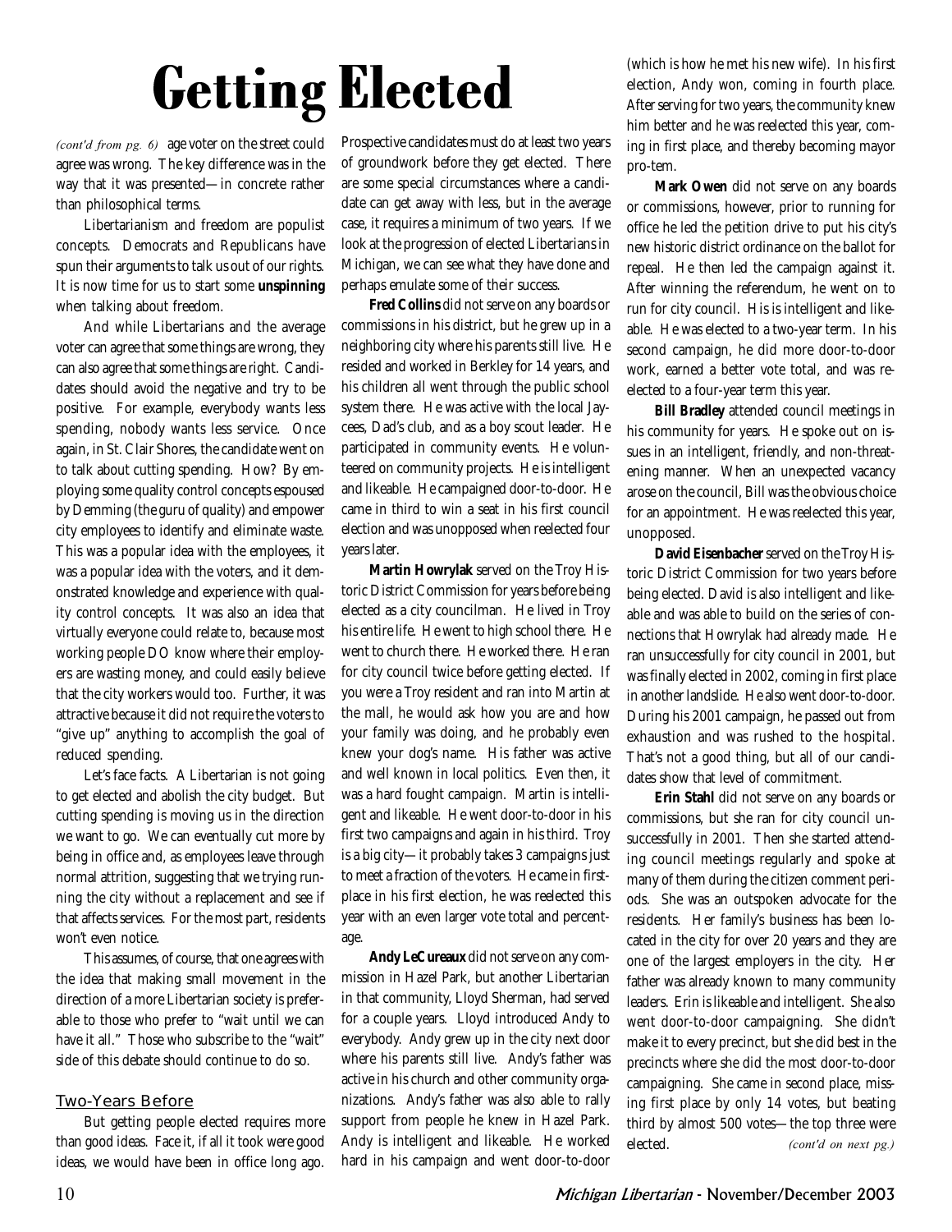# Getting Elected

*(cont'd from pg. 6)* age voter on the street could agree was wrong. The key difference was in the way that it was presented—in concrete rather than philosophical terms.

Libertarianism and freedom are populist concepts. Democrats and Republicans have spun their arguments to talk us out of our rights. It is now time for us to start some **unspinning** when talking about freedom.

And while Libertarians and the average voter can agree that some things are wrong, they can also agree that some things are right. Candidates should avoid the negative and try to be positive. For example, everybody wants less spending, nobody wants less service. Once again, in St. Clair Shores, the candidate went on to talk about cutting spending. How? By employing some quality control concepts espoused by Demming (the guru of quality) and empower city employees to identify and eliminate waste. This was a popular idea with the employees, it was a popular idea with the voters, and it demonstrated knowledge and experience with quality control concepts. It was also an idea that virtually everyone could relate to, because most working people DO know where their employers are wasting money, and could easily believe that the city workers would too. Further, it was attractive because it did not require the voters to "give up" anything to accomplish the goal of reduced spending.

Let's face facts. A Libertarian is not going to get elected and abolish the city budget. But cutting spending is moving us in the direction we want to go. We can eventually cut more by being in office and, as employees leave through normal attrition, suggesting that we trying running the city without a replacement and see if that affects services. For the most part, residents won't even notice.

This assumes, of course, that one agrees with the idea that making small movement in the direction of a more Libertarian society is preferable to those who prefer to "wait until we can have it all." Those who subscribe to the "wait" side of this debate should continue to do so.

## Two-Years Before

But getting people elected requires more than good ideas. Face it, if all it took were good ideas, we would have been in office long ago. Prospective candidates must do at least two years of groundwork before they get elected. There are some special circumstances where a candidate can get away with less, but in the average case, it requires a minimum of two years. If we look at the progression of elected Libertarians in Michigan, we can see what they have done and perhaps emulate some of their success.

**Fred Collins** did not serve on any boards or commissions in his district, but he grew up in a neighboring city where his parents still live. He resided and worked in Berkley for 14 years, and his children all went through the public school system there. He was active with the local Jaycees, Dad's club, and as a boy scout leader. He participated in community events. He volunteered on community projects. He is intelligent and likeable. He campaigned door-to-door. He came in third to win a seat in his first council election and was unopposed when reelected four years later.

**Martin Howrylak** served on the Troy Historic District Commission for years before being elected as a city councilman. He lived in Troy his entire life. He went to high school there. He went to church there. He worked there. He ran for city council twice before getting elected. If you were a Troy resident and ran into Martin at the mall, he would ask how you are and how your family was doing, and he probably even knew your dog's name. His father was active and well known in local politics. Even then, it was a hard fought campaign. Martin is intelligent and likeable. He went door-to-door in his first two campaigns and again in his third. Troy is a big city—it probably takes 3 campaigns just to meet a fraction of the voters. He came in first-place in his first election, he was reelected this year with an even larger vote total and percentage.

**Andy LeCureaux** did not serve on any commission in Hazel Park, but another Libertarian in that community, Lloyd Sherman, had served for a couple years. Lloyd introduced Andy to everybody. Andy grew up in the city next door where his parents still live. Andy's father was active in his church and other community organizations. Andy's father was also able to rally support from people he knew in Hazel Park. Andy is intelligent and likeable. He worked hard in his campaign and went door-to-door (which is how he met his new wife). In his first election, Andy won, coming in fourth place. After serving for two years, the community knew him better and he was reelected this year, coming in first place, and thereby becoming mayor pro-tem.

**Mark Owen** did not serve on any boards or commissions, however, prior to running for office he led the petition drive to put his city's new historic district ordinance on the ballot for repeal. He then led the campaign against it. After winning the referendum, he went on to run for city council. His is intelligent and likeable. He was elected to a two-year term. In his second campaign, he did more door-to-door work, earned a better vote total, and was reelected to a four-year term this year.

**Bill Bradley** attended council meetings in his community for years. He spoke out on issues in an intelligent, friendly, and non-threatening manner. When an unexpected vacancy arose on the council, Bill was the obvious choice for an appointment. He was reelected this year, unopposed.

**David Eisenbacher** served on the Troy Historic District Commission for two years before being elected. David is also intelligent and likeable and was able to build on the series of connections that Howrylak had already made. He ran unsuccessfully for city council in 2001, but was finally elected in 2002, coming in first place in another landslide. He also went door-to-door. During his 2001 campaign, he passed out from exhaustion and was rushed to the hospital. That's not a good thing, but all of our candidates show that level of commitment.

**Erin Stahl** did not serve on any boards or commissions, but she ran for city council unsuccessfully in 2001. Then she started attending council meetings regularly and spoke at many of them during the citizen comment periods. She was an outspoken advocate for the residents. Her family's business has been located in the city for over 20 years and they are one of the largest employers in the city. Her father was already known to many community leaders. Erin is likeable and intelligent. She also went door-to-door campaigning. She didn't make it to every precinct, but she did best in the precincts where she did the most door-to-door campaigning. She came in second place, missing first place by only 14 votes, but beating third by almost 500 votes—the top three were elected. *(cont'd on next pg.)*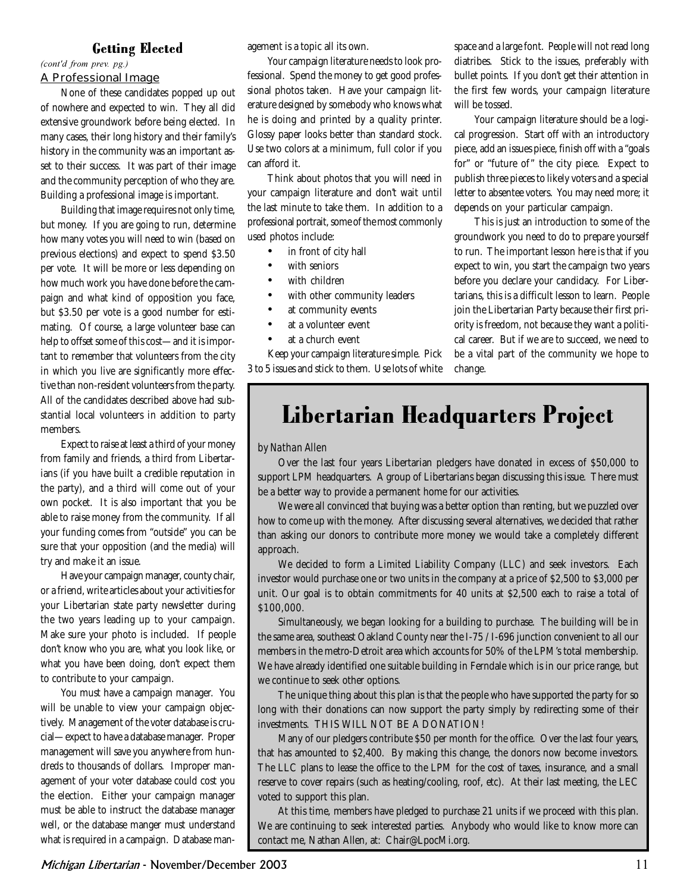## Getting Elected

*(cont'd from prev. pg.)*

### A Professional Image

None of these candidates popped up out of nowhere and expected to win. They all did extensive groundwork before being elected. In many cases, their long history and their family's history in the community was an important asset to their success. It was part of their image and the community perception of who they are. Building a professional image is important.

Building that image requires not only time, but money. If you are going to run, determine how many votes you will need to win (based on previous elections) and expect to spend $3.50 per vote. It will be more or less depending on how much work you have done before the campaign and what kind of opposition you face, but $3.50 per vote is a good number for estimating. Of course, a large volunteer base can help to offset some of this cost—and it is important to remember that volunteers from the city in which you live are significantly more effective than non-resident volunteers from the party. All of the candidates described above had substantial local volunteers in addition to party members.

Expect to raise at least a third of your money from family and friends, a third from Libertarians (if you have built a credible reputation in the party), and a third will come out of your own pocket. It is also important that you be able to raise money from the community. If all your funding comes from "outside" you can be sure that your opposition (and the media) will try and make it an issue.

Have your campaign manager, county chair, or a friend, write articles about your activities for your Libertarian state party newsletter during the two years leading up to your campaign. Make sure your photo is included. If people don't know who you are, what you look like, or what you have been doing, don't expect them to contribute to your campaign.

You must have a campaign manager. You will be unable to view your campaign objectively. Management of the voter database is crucial—expect to have a database manager. Proper management will save you anywhere from hundreds to thousands of dollars. Improper management of your voter database could cost you the election. Either your campaign manager must be able to instruct the database manager well, or the database manger must understand what is required in a campaign. Database management is a topic all its own.

Your campaign literature needs to look professional. Spend the money to get good professional photos taken. Have your campaign literature designed by somebody who knows what he is doing and printed by a quality printer. Glossy paper looks better than standard stock. Use two colors at a minimum, full color if you can afford it.

Think about photos that you will need in your campaign literature and don't wait until the last minute to take them. In addition to a professional portrait, some of the most commonly used photos include:

- in front of city hall
- with seniors
- with children
- with other community leaders
- at community events
- at a volunteer event
- at a church event

Keep your campaign literature simple. Pick 3 to 5 issues and stick to them. Use lots of white space and a large font. People will not read long diatribes. Stick to the issues, preferably with bullet points. If you don't get their attention in the first few words, your campaign literature will be tossed.

Your campaign literature should be a logical progression. Start off with an introductory piece, add an issues piece, finish off with a "goals for" or "future of" the city piece. Expect to publish three pieces to likely voters and a special letter to absentee voters. You may need more; it depends on your particular campaign.

This is just an introduction to some of the groundwork you need to do to prepare yourself to run. The important lesson here is that if you expect to win, you start the campaign two years before you declare your candidacy. For Libertarians, this is a difficult lesson to learn. People join the Libertarian Party because their first priority is freedom, not because they want a political career. But if we are to succeed, we need to be a vital part of the community we hope to change.

# Libertarian Headquarters Project

*by Nathan Allen*

Over the last four years Libertarian pledgers have donated in excess of $50,000 to support LPM headquarters. A group of Libertarians began discussing this issue. There must be a better way to provide a permanent home for our activities.

We were all convinced that buying was a better option than renting, but we puzzled over how to come up with the money. After discussing several alternatives, we decided that rather than asking our donors to contribute more money we would take a completely different approach.

We decided to form a Limited Liability Company (LLC) and seek investors. Each investor would purchase one or two units in the company at a price of $2,500 to $3,000 per unit. Our goal is to obtain commitments for 40 units at $2,500 each to raise a total of $100,000.

Simultaneously, we began looking for a building to purchase. The building will be in the same area, southeast Oakland County near the I-75 / I-696 junction convenient to all our members in the metro-Detroit area which accounts for 50% of the LPM's total membership. We have already identified one suitable building in Ferndale which is in our price range, but we continue to seek other options.

The unique thing about this plan is that the people who have supported the party for so long with their donations can now support the party simply by redirecting some of their investments. THIS WILL NOT BE A DONATION!

Many of our pledgers contribute $50 per month for the office. Over the last four years, that has amounted to $2,400. By making this change, the donors now become investors. The LLC plans to lease the office to the LPM for the cost of taxes, insurance, and a small reserve to cover repairs (such as heating/cooling, roof, etc). At their last meeting, the LEC voted to support this plan.

At this time, members have pledged to purchase 21 units if we proceed with this plan. We are continuing to seek interested parties. Anybody who would like to know more can contact me, Nathan Allen, at: Chair@LpocMi.org.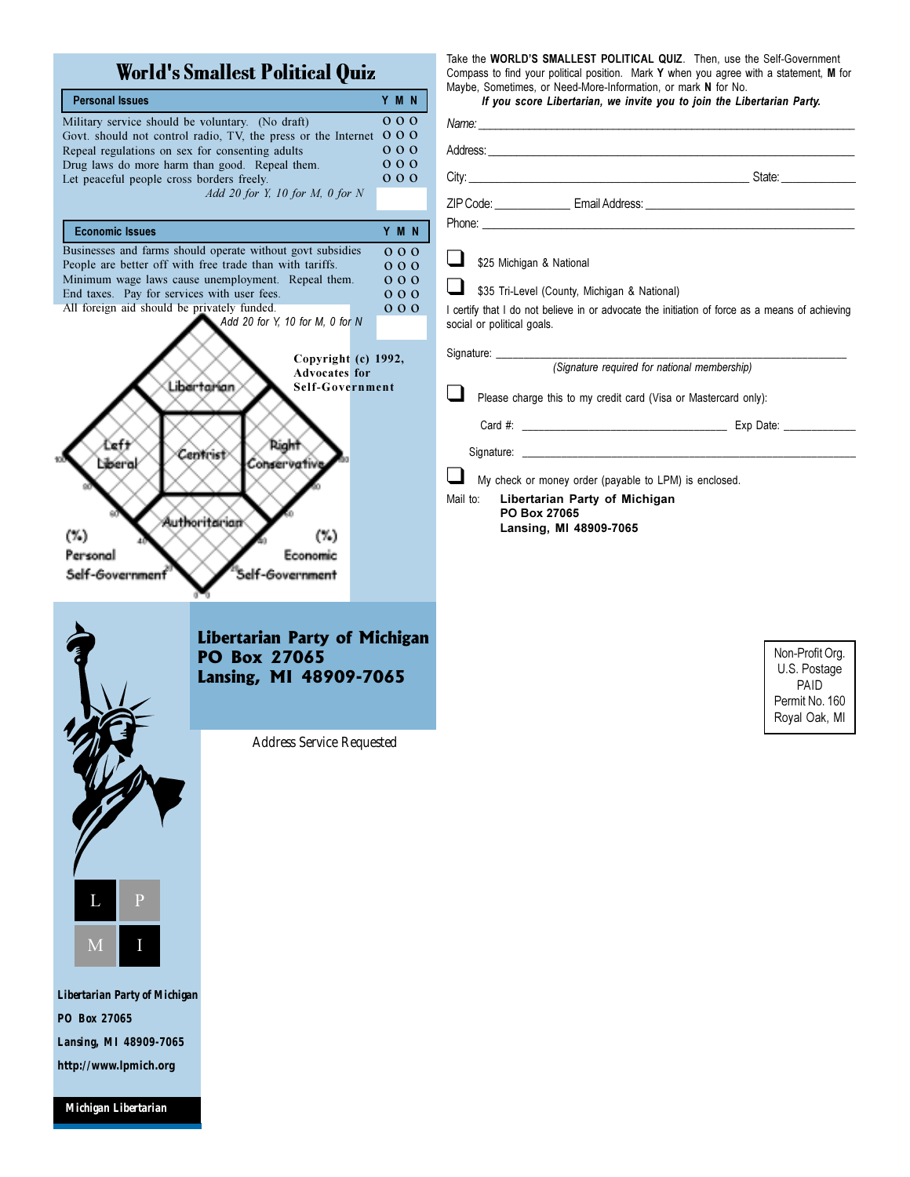# World's Smallest Political Quiz

| Personal Issues | Y | M | N |
|---|---|---|---|
| Military service should be voluntary. (No draft) | O | O | O |
| Govt. should not control radio, TV, the press or the Internet | O | O | O |
| Repeal regulations on sex for consenting adults | O | O | O |
| Drug laws do more harm than good. Repeal them. | O | O | O |
| Let peaceful people cross borders freely. | O | O | O |
| *Add 20 for Y, 10 for M, 0 for N* | | | |

| Economic Issues | Y | M | N |
|---|---|---|---|
| Businesses and farms should operate without govt subsidies | O | O | O |
| People are better off with free trade than with tariffs. | O | O | O |
| Minimum wage laws cause unemployment. Repeal them. | O | O | O |
| End taxes. Pay for services with user fees. | O | O | O |
| All foreign aid should be privately funded. | O | O | O |
| *Add 20 for Y, 10 for M, 0 for N* | | | |

Copyright (c) 1992, Advocates for Self-Government

Libertarian

Left Liberal

Centrist

Right Conservative

Authoritarian

(%) Personal Self-Government

(%) Economic Self-Government

100 100 80 80 60 60 40 40 20 20 0 0

Take the **WORLD'S SMALLEST POLITICAL QUIZ**. Then, use the Self-Government Compass to find your political position. Mark **Y** when you agree with a statement, **M** for Maybe, Sometimes, or Need-More-Information, or mark **N** for No.

***If you score Libertarian, we invite you to join the Libertarian Party.***

Name: ______________________________

Address: ______________________________

City: ______________________________ State: ____________

ZIP Code: ____________ Email Address: ______________________________

Phone: ______________________________

❑ $25 Michigan & National

❑ $35 Tri-Level (County, Michigan & National)

I certify that I do not believe in or advocate the initiation of force as a means of achieving social or political goals.

Signature: ______________________________

*(Signature required for national membership)*

❑ Please charge this to my credit card (Visa or Mastercard only):

Card #: ______________________________ Exp Date: ____________

Signature: ______________________________

❑ My check or money order (payable to LPM) is enclosed.

Mail to: **Libertarian Party of Michigan**
**PO Box 27065**
**Lansing, MI 48909-7065**

**Libertarian Party of Michigan**
**PO Box 27065**
**Lansing, MI 48909-7065**

Address Service Requested

Non-Profit Org.
U.S. Postage
PAID
Permit No. 160
Royal Oak, MI

L P M I

**Libertarian Party of Michigan**
**PO Box 27065**
**Lansing, MI 48909-7065**
**http://www.lpmich.org**

**Michigan Libertarian**